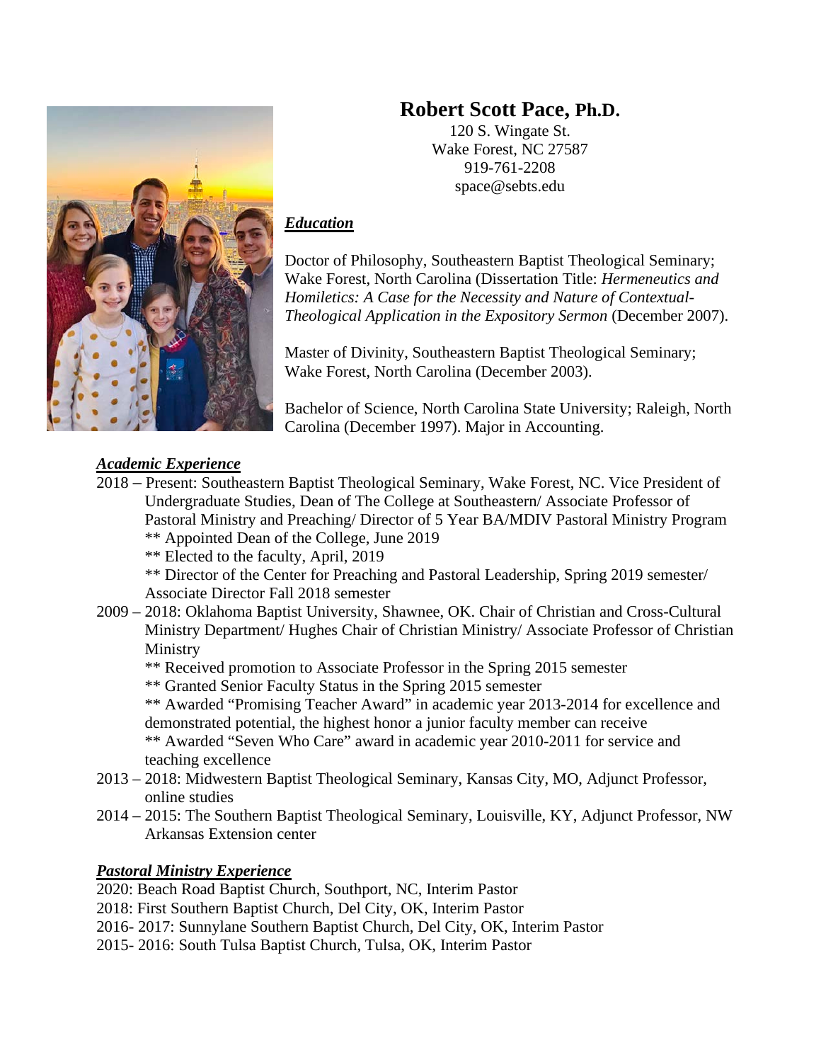# Robert Scott Pace, Ph.D.

120 S. Wingate St.
Wake Forest, NC 27587
919-761-2208
space@sebts.edu

## *Education*

Doctor of Philosophy, Southeastern Baptist Theological Seminary; Wake Forest, North Carolina (Dissertation Title: *Hermeneutics and Homiletics: A Case for the Necessity and Nature of Contextual-Theological Application in the Expository Sermon* (December 2007).

Master of Divinity, Southeastern Baptist Theological Seminary; Wake Forest, North Carolina (December 2003).

Bachelor of Science, North Carolina State University; Raleigh, North Carolina (December 1997). Major in Accounting.

## *Academic Experience*

2018 – Present: Southeastern Baptist Theological Seminary, Wake Forest, NC. Vice President of Undergraduate Studies, Dean of The College at Southeastern/ Associate Professor of Pastoral Ministry and Preaching/ Director of 5 Year BA/MDIV Pastoral Ministry Program
- ** Appointed Dean of the College, June 2019
- ** Elected to the faculty, April, 2019
- ** Director of the Center for Preaching and Pastoral Leadership, Spring 2019 semester/ Associate Director Fall 2018 semester

2009 – 2018: Oklahoma Baptist University, Shawnee, OK. Chair of Christian and Cross-Cultural Ministry Department/ Hughes Chair of Christian Ministry/ Associate Professor of Christian Ministry
- ** Received promotion to Associate Professor in the Spring 2015 semester
- ** Granted Senior Faculty Status in the Spring 2015 semester
- ** Awarded "Promising Teacher Award" in academic year 2013-2014 for excellence and demonstrated potential, the highest honor a junior faculty member can receive
- ** Awarded "Seven Who Care" award in academic year 2010-2011 for service and teaching excellence

2013 – 2018: Midwestern Baptist Theological Seminary, Kansas City, MO, Adjunct Professor, online studies

2014 – 2015: The Southern Baptist Theological Seminary, Louisville, KY, Adjunct Professor, NW Arkansas Extension center

## *Pastoral Ministry Experience*

2020: Beach Road Baptist Church, Southport, NC, Interim Pastor
2018: First Southern Baptist Church, Del City, OK, Interim Pastor
2016- 2017: Sunnylane Southern Baptist Church, Del City, OK, Interim Pastor
2015- 2016: South Tulsa Baptist Church, Tulsa, OK, Interim Pastor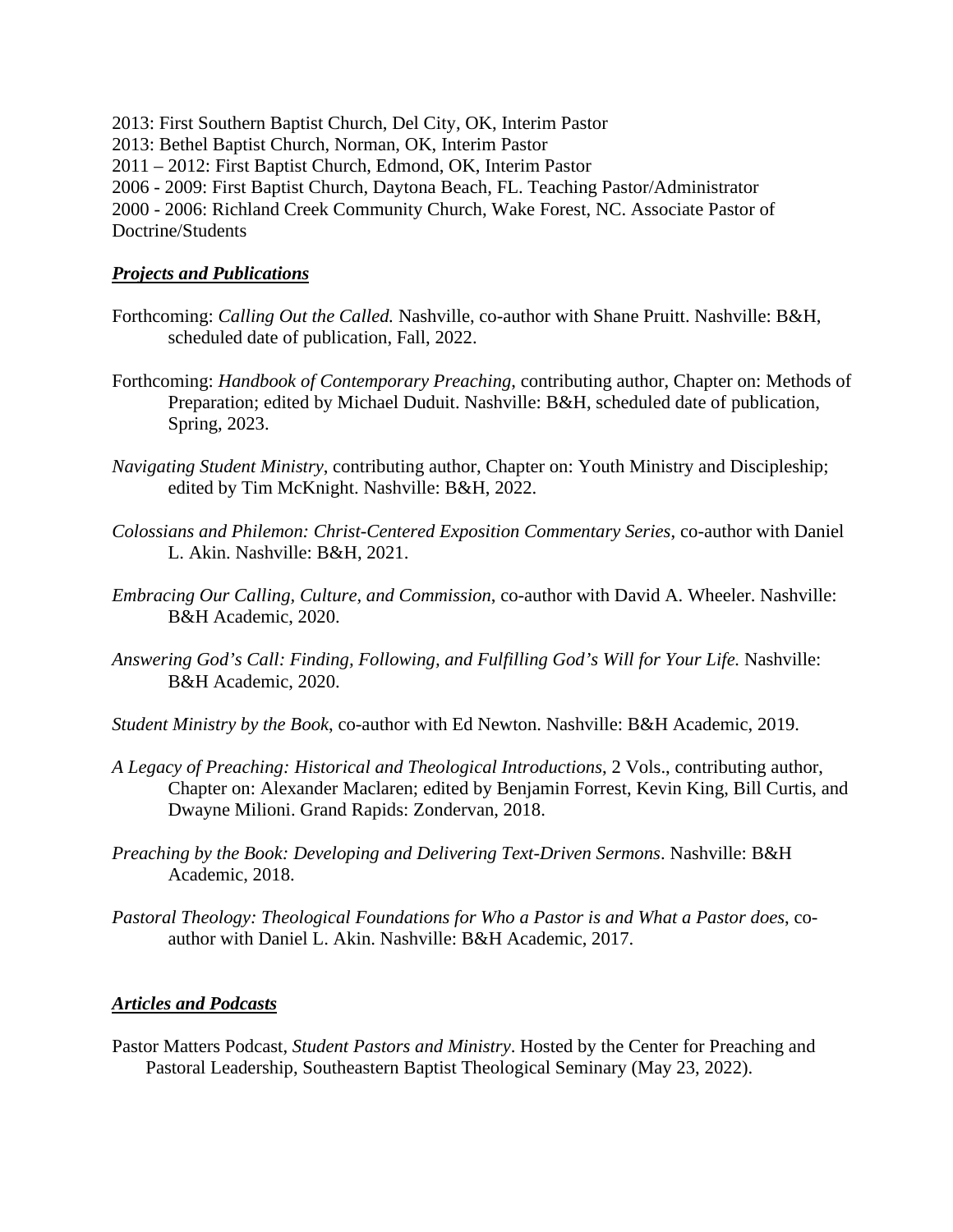2013: First Southern Baptist Church, Del City, OK, Interim Pastor
2013: Bethel Baptist Church, Norman, OK, Interim Pastor
2011 – 2012: First Baptist Church, Edmond, OK, Interim Pastor
2006 - 2009: First Baptist Church, Daytona Beach, FL. Teaching Pastor/Administrator
2000 - 2006: Richland Creek Community Church, Wake Forest, NC. Associate Pastor of Doctrine/Students

***Projects and Publications***

Forthcoming: *Calling Out the Called.* Nashville, co-author with Shane Pruitt. Nashville: B&H, scheduled date of publication, Fall, 2022.

Forthcoming: *Handbook of Contemporary Preaching*, contributing author, Chapter on: Methods of Preparation; edited by Michael Duduit. Nashville: B&H, scheduled date of publication, Spring, 2023.

*Navigating Student Ministry*, contributing author, Chapter on: Youth Ministry and Discipleship; edited by Tim McKnight. Nashville: B&H, 2022.

*Colossians and Philemon: Christ-Centered Exposition Commentary Series*, co-author with Daniel L. Akin. Nashville: B&H, 2021.

*Embracing Our Calling, Culture, and Commission*, co-author with David A. Wheeler. Nashville: B&H Academic, 2020.

*Answering God's Call: Finding, Following, and Fulfilling God's Will for Your Life.* Nashville: B&H Academic, 2020.

*Student Ministry by the Book*, co-author with Ed Newton. Nashville: B&H Academic, 2019.

*A Legacy of Preaching: Historical and Theological Introductions*, 2 Vols., contributing author, Chapter on: Alexander Maclaren; edited by Benjamin Forrest, Kevin King, Bill Curtis, and Dwayne Milioni. Grand Rapids: Zondervan, 2018.

*Preaching by the Book: Developing and Delivering Text-Driven Sermons*. Nashville: B&H Academic, 2018.

*Pastoral Theology: Theological Foundations for Who a Pastor is and What a Pastor does*, co-author with Daniel L. Akin. Nashville: B&H Academic, 2017.

***Articles and Podcasts***

Pastor Matters Podcast, *Student Pastors and Ministry*. Hosted by the Center for Preaching and Pastoral Leadership, Southeastern Baptist Theological Seminary (May 23, 2022).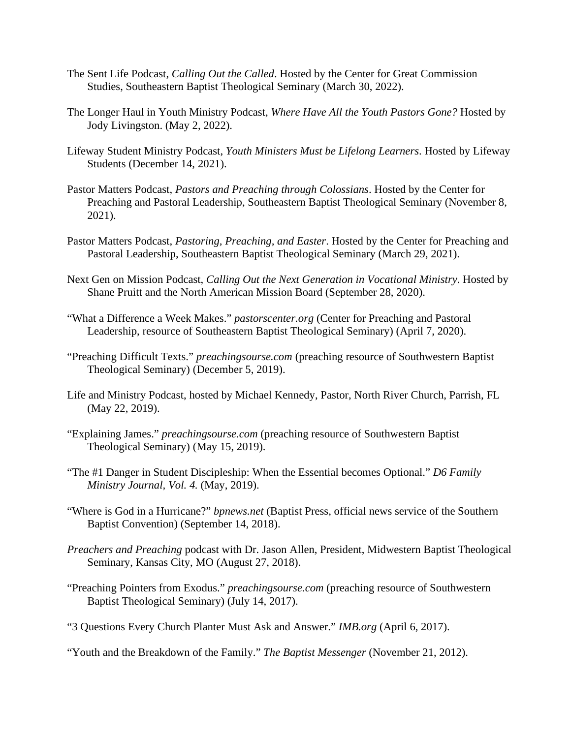The Sent Life Podcast, *Calling Out the Called*. Hosted by the Center for Great Commission Studies, Southeastern Baptist Theological Seminary (March 30, 2022).

The Longer Haul in Youth Ministry Podcast, *Where Have All the Youth Pastors Gone?* Hosted by Jody Livingston. (May 2, 2022).

Lifeway Student Ministry Podcast, *Youth Ministers Must be Lifelong Learners*. Hosted by Lifeway Students (December 14, 2021).

Pastor Matters Podcast, *Pastors and Preaching through Colossians*. Hosted by the Center for Preaching and Pastoral Leadership, Southeastern Baptist Theological Seminary (November 8, 2021).

Pastor Matters Podcast, *Pastoring, Preaching, and Easter*. Hosted by the Center for Preaching and Pastoral Leadership, Southeastern Baptist Theological Seminary (March 29, 2021).

Next Gen on Mission Podcast, *Calling Out the Next Generation in Vocational Ministry*. Hosted by Shane Pruitt and the North American Mission Board (September 28, 2020).

"What a Difference a Week Makes." *pastorscenter.org* (Center for Preaching and Pastoral Leadership, resource of Southeastern Baptist Theological Seminary) (April 7, 2020).

"Preaching Difficult Texts." *preachingsourse.com* (preaching resource of Southwestern Baptist Theological Seminary) (December 5, 2019).

Life and Ministry Podcast, hosted by Michael Kennedy, Pastor, North River Church, Parrish, FL (May 22, 2019).

"Explaining James." *preachingsourse.com* (preaching resource of Southwestern Baptist Theological Seminary) (May 15, 2019).

"The #1 Danger in Student Discipleship: When the Essential becomes Optional." *D6 Family Ministry Journal, Vol. 4.* (May, 2019).

"Where is God in a Hurricane?" *bpnews.net* (Baptist Press, official news service of the Southern Baptist Convention) (September 14, 2018).

*Preachers and Preaching* podcast with Dr. Jason Allen, President, Midwestern Baptist Theological Seminary, Kansas City, MO (August 27, 2018).

"Preaching Pointers from Exodus." *preachingsourse.com* (preaching resource of Southwestern Baptist Theological Seminary) (July 14, 2017).

"3 Questions Every Church Planter Must Ask and Answer." *IMB.org* (April 6, 2017).

"Youth and the Breakdown of the Family." *The Baptist Messenger* (November 21, 2012).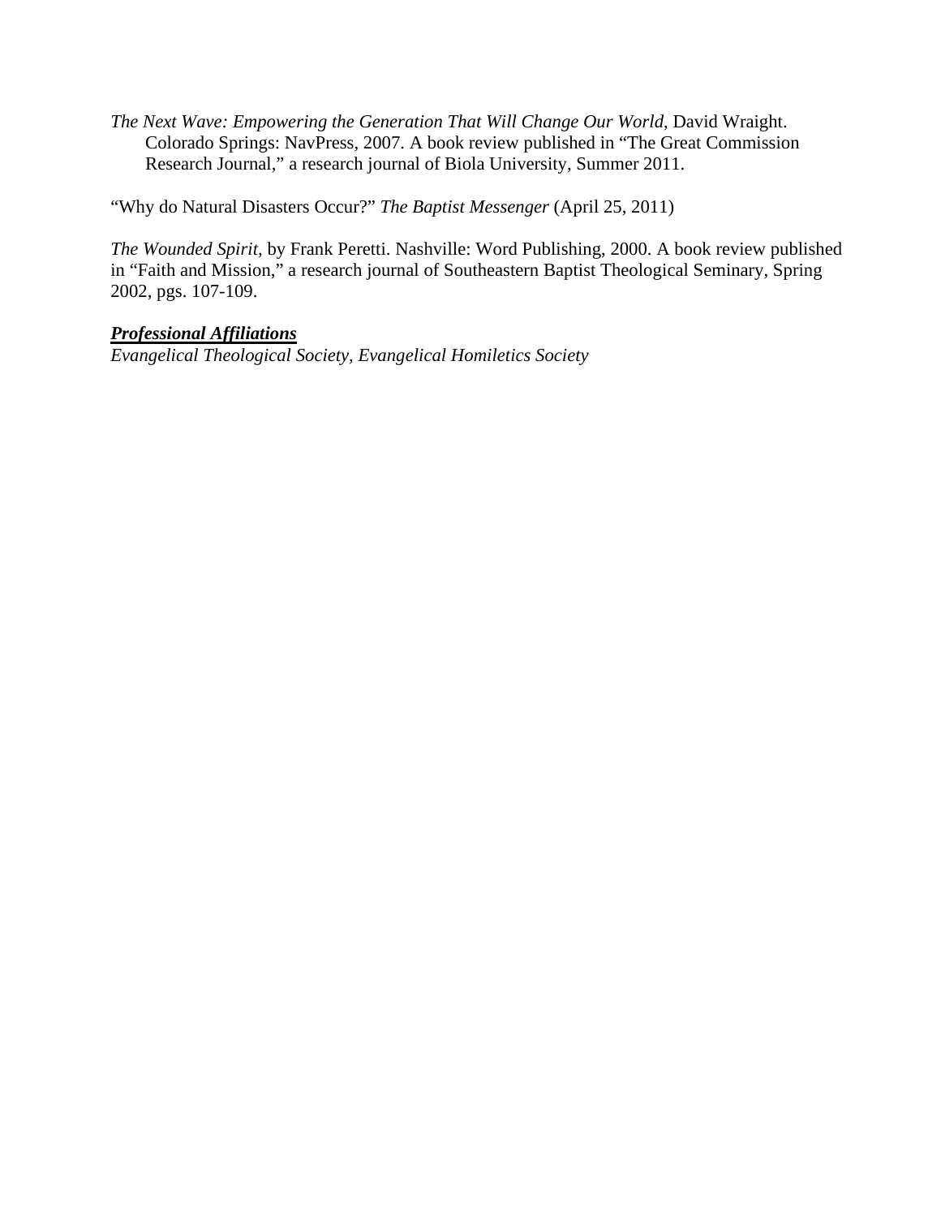*The Next Wave: Empowering the Generation That Will Change Our World*, David Wraight. Colorado Springs: NavPress, 2007. A book review published in "The Great Commission Research Journal," a research journal of Biola University, Summer 2011.

"Why do Natural Disasters Occur?" *The Baptist Messenger* (April 25, 2011)

*The Wounded Spirit*, by Frank Peretti. Nashville: Word Publishing, 2000. A book review published in "Faith and Mission," a research journal of Southeastern Baptist Theological Seminary, Spring 2002, pgs. 107-109.

***Professional Affiliations***

*Evangelical Theological Society, Evangelical Homiletics Society*